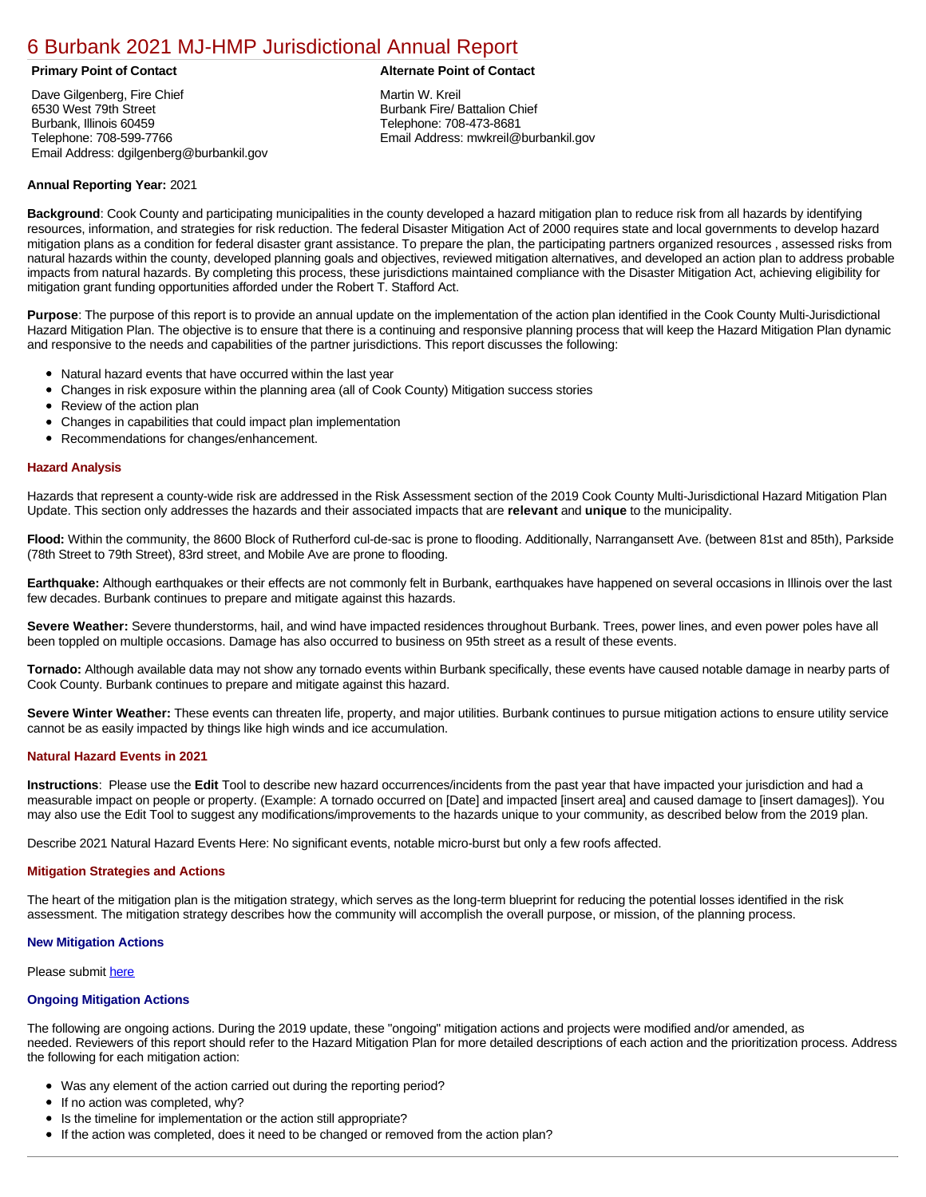# 6 Burbank 2021 MJ-HMP Jurisdictional Annual Report

**Primary Point of Contact**

Dave Gilgenberg, Fire Chief
6530 West 79th Street
Burbank, Illinois 60459
Telephone: 708-599-7766
Email Address: dgilgenberg@burbankil.gov

**Alternate Point of Contact**

Martin W. Kreil
Burbank Fire/ Battalion Chief
Telephone: 708-473-8681
Email Address: mwkreil@burbankil.gov

**Annual Reporting Year:** 2021

**Background**: Cook County and participating municipalities in the county developed a hazard mitigation plan to reduce risk from all hazards by identifying resources, information, and strategies for risk reduction. The federal Disaster Mitigation Act of 2000 requires state and local governments to develop hazard mitigation plans as a condition for federal disaster grant assistance. To prepare the plan, the participating partners organized resources , assessed risks from natural hazards within the county, developed planning goals and objectives, reviewed mitigation alternatives, and developed an action plan to address probable impacts from natural hazards. By completing this process, these jurisdictions maintained compliance with the Disaster Mitigation Act, achieving eligibility for mitigation grant funding opportunities afforded under the Robert T. Stafford Act.

**Purpose**: The purpose of this report is to provide an annual update on the implementation of the action plan identified in the Cook County Multi-Jurisdictional Hazard Mitigation Plan. The objective is to ensure that there is a continuing and responsive planning process that will keep the Hazard Mitigation Plan dynamic and responsive to the needs and capabilities of the partner jurisdictions. This report discusses the following:

- Natural hazard events that have occurred within the last year
- Changes in risk exposure within the planning area (all of Cook County) Mitigation success stories
- Review of the action plan
- Changes in capabilities that could impact plan implementation
- Recommendations for changes/enhancement.

### Hazard Analysis

Hazards that represent a county-wide risk are addressed in the Risk Assessment section of the 2019 Cook County Multi-Jurisdictional Hazard Mitigation Plan Update. This section only addresses the hazards and their associated impacts that are **relevant** and **unique** to the municipality.

**Flood:** Within the community, the 8600 Block of Rutherford cul-de-sac is prone to flooding. Additionally, Narrangansett Ave. (between 81st and 85th), Parkside (78th Street to 79th Street), 83rd street, and Mobile Ave are prone to flooding.

**Earthquake:** Although earthquakes or their effects are not commonly felt in Burbank, earthquakes have happened on several occasions in Illinois over the last few decades. Burbank continues to prepare and mitigate against this hazards.

**Severe Weather:** Severe thunderstorms, hail, and wind have impacted residences throughout Burbank. Trees, power lines, and even power poles have all been toppled on multiple occasions. Damage has also occurred to business on 95th street as a result of these events.

**Tornado:** Although available data may not show any tornado events within Burbank specifically, these events have caused notable damage in nearby parts of Cook County. Burbank continues to prepare and mitigate against this hazard.

**Severe Winter Weather:** These events can threaten life, property, and major utilities. Burbank continues to pursue mitigation actions to ensure utility service cannot be as easily impacted by things like high winds and ice accumulation.

### Natural Hazard Events in 2021

**Instructions**: Please use the **Edit** Tool to describe new hazard occurrences/incidents from the past year that have impacted your jurisdiction and had a measurable impact on people or property. (Example: A tornado occurred on [Date] and impacted [insert area] and caused damage to [insert damages]). You may also use the Edit Tool to suggest any modifications/improvements to the hazards unique to your community, as described below from the 2019 plan.

Describe 2021 Natural Hazard Events Here: No significant events, notable micro-burst but only a few roofs affected.

### Mitigation Strategies and Actions

The heart of the mitigation plan is the mitigation strategy, which serves as the long-term blueprint for reducing the potential losses identified in the risk assessment. The mitigation strategy describes how the community will accomplish the overall purpose, or mission, of the planning process.

### New Mitigation Actions

Please submit here

### Ongoing Mitigation Actions

The following are ongoing actions. During the 2019 update, these "ongoing" mitigation actions and projects were modified and/or amended, as needed. Reviewers of this report should refer to the Hazard Mitigation Plan for more detailed descriptions of each action and the prioritization process. Address the following for each mitigation action:

- Was any element of the action carried out during the reporting period?
- If no action was completed, why?
- Is the timeline for implementation or the action still appropriate?
- If the action was completed, does it need to be changed or removed from the action plan?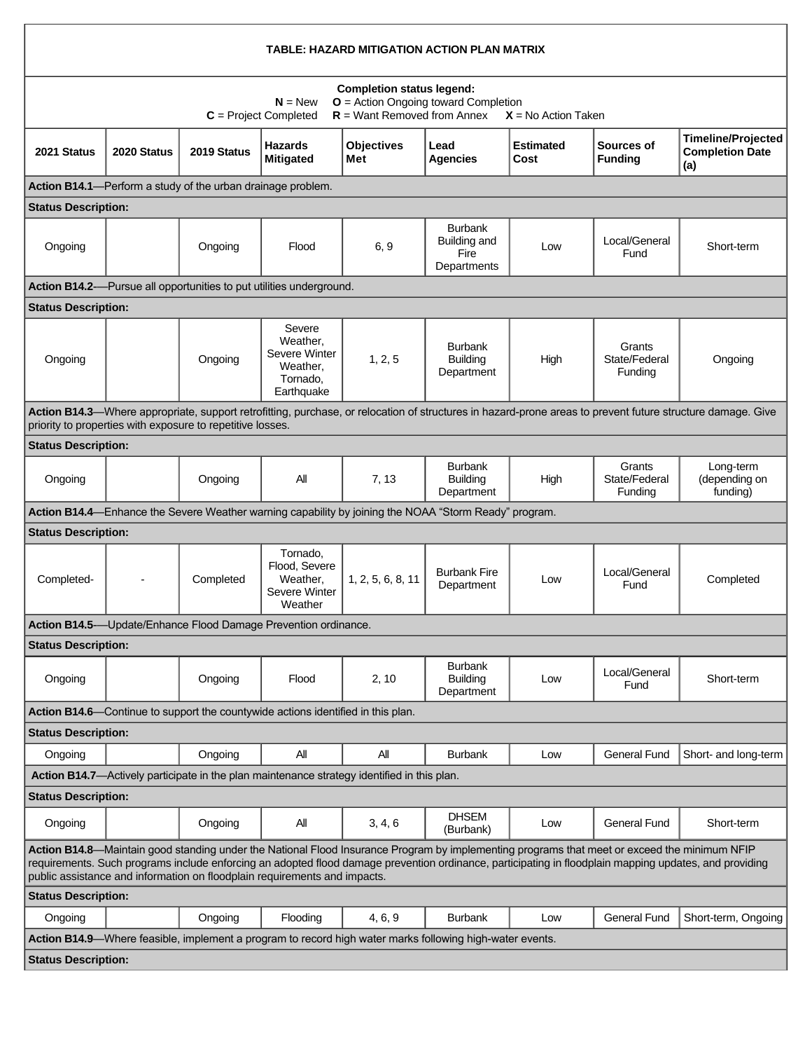**TABLE: HAZARD MITIGATION ACTION PLAN MATRIX**

**Completion status legend:**
**N** = New **O** = Action Ongoing toward Completion
**C** = Project Completed **R** = Want Removed from Annex **X** = No Action Taken

| 2021 Status | 2020 Status | 2019 Status | Hazards Mitigated | Objectives Met | Lead Agencies | Estimated Cost | Sources of Funding | Timeline/Projected Completion Date (a) |
|---|---|---|---|---|---|---|---|---|
| **Action B14.1**—Perform a study of the urban drainage problem. | | | | | | | | |
| **Status Description:** | | | | | | | | |
| Ongoing | | Ongoing | Flood | 6, 9 | Burbank Building and Fire Departments | Low | Local/General Fund | Short-term |
| **Action B14.2**—Pursue all opportunities to put utilities underground. | | | | | | | | |
| **Status Description:** | | | | | | | | |
| Ongoing | | Ongoing | Severe Weather, Severe Winter Weather, Tornado, Earthquake | 1, 2, 5 | Burbank Building Department | High | Grants State/Federal Funding | Ongoing |
| **Action B14.3**—Where appropriate, support retrofitting, purchase, or relocation of structures in hazard-prone areas to prevent future structure damage. Give priority to properties with exposure to repetitive losses. | | | | | | | | |
| **Status Description:** | | | | | | | | |
| Ongoing | | Ongoing | All | 7, 13 | Burbank Building Department | High | Grants State/Federal Funding | Long-term (depending on funding) |
| **Action B14.4**—Enhance the Severe Weather warning capability by joining the NOAA "Storm Ready" program. | | | | | | | | |
| **Status Description:** | | | | | | | | |
| Completed- | - | Completed | Tornado, Flood, Severe Weather, Severe Winter Weather | 1, 2, 5, 6, 8, 11 | Burbank Fire Department | Low | Local/General Fund | Completed |
| **Action B14.5**—Update/Enhance Flood Damage Prevention ordinance. | | | | | | | | |
| **Status Description:** | | | | | | | | |
| Ongoing | | Ongoing | Flood | 2, 10 | Burbank Building Department | Low | Local/General Fund | Short-term |
| **Action B14.6**—Continue to support the countywide actions identified in this plan. | | | | | | | | |
| **Status Description:** | | | | | | | | |
| Ongoing | | Ongoing | All | All | Burbank | Low | General Fund | Short- and long-term |
| **Action B14.7**—Actively participate in the plan maintenance strategy identified in this plan. | | | | | | | | |
| **Status Description:** | | | | | | | | |
| Ongoing | | Ongoing | All | 3, 4, 6 | DHSEM (Burbank) | Low | General Fund | Short-term |
| **Action B14.8**—Maintain good standing under the National Flood Insurance Program by implementing programs that meet or exceed the minimum NFIP requirements. Such programs include enforcing an adopted flood damage prevention ordinance, participating in floodplain mapping updates, and providing public assistance and information on floodplain requirements and impacts. | | | | | | | | |
| **Status Description:** | | | | | | | | |
| Ongoing | | Ongoing | Flooding | 4, 6, 9 | Burbank | Low | General Fund | Short-term, Ongoing |
| **Action B14.9**—Where feasible, implement a program to record high water marks following high-water events. | | | | | | | | |
| **Status Description:** | | | | | | | | |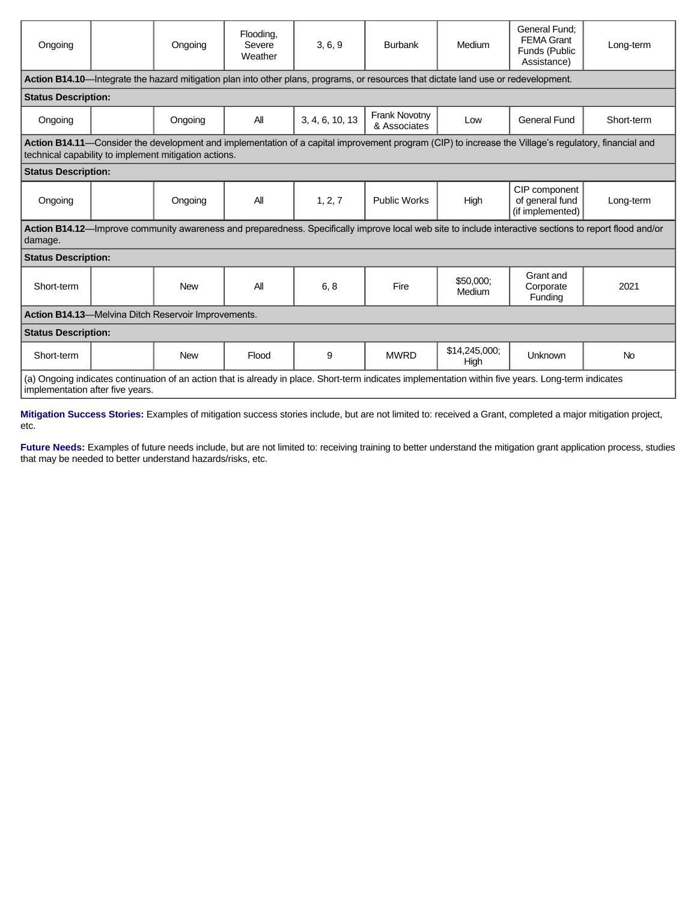| | | | | | | | | |
|---|---|---|---|---|---|---|---|---|
| Ongoing | | Ongoing | Flooding, Severe Weather | 3, 6, 9 | Burbank | Medium | General Fund; FEMA Grant Funds (Public Assistance) | Long-term |
| **Action B14.10**—Integrate the hazard mitigation plan into other plans, programs, or resources that dictate land use or redevelopment. | | | | | | | | |
| **Status Description:** | | | | | | | | |
| Ongoing | | Ongoing | All | 3, 4, 6, 10, 13 | Frank Novotny & Associates | Low | General Fund | Short-term |
| **Action B14.11**—Consider the development and implementation of a capital improvement program (CIP) to increase the Village's regulatory, financial and technical capability to implement mitigation actions. | | | | | | | | |
| **Status Description:** | | | | | | | | |
| Ongoing | | Ongoing | All | 1, 2, 7 | Public Works | High | CIP component of general fund (if implemented) | Long-term |
| **Action B14.12**—Improve community awareness and preparedness. Specifically improve local web site to include interactive sections to report flood and/or damage. | | | | | | | | |
| **Status Description:** | | | | | | | | |
| Short-term | | New | All | 6, 8 | Fire | $50,000; Medium | Grant and Corporate Funding | 2021 |
| **Action B14.13**—Melvina Ditch Reservoir Improvements. | | | | | | | | |
| **Status Description:** | | | | | | | | |
| Short-term | | New | Flood | 9 | MWRD | $14,245,000; High | Unknown | No |
| (a) Ongoing indicates continuation of an action that is already in place. Short-term indicates implementation within five years. Long-term indicates implementation after five years. | | | | | | | | |

**Mitigation Success Stories:** Examples of mitigation success stories include, but are not limited to: received a Grant, completed a major mitigation project, etc.

**Future Needs:** Examples of future needs include, but are not limited to: receiving training to better understand the mitigation grant application process, studies that may be needed to better understand hazards/risks, etc.